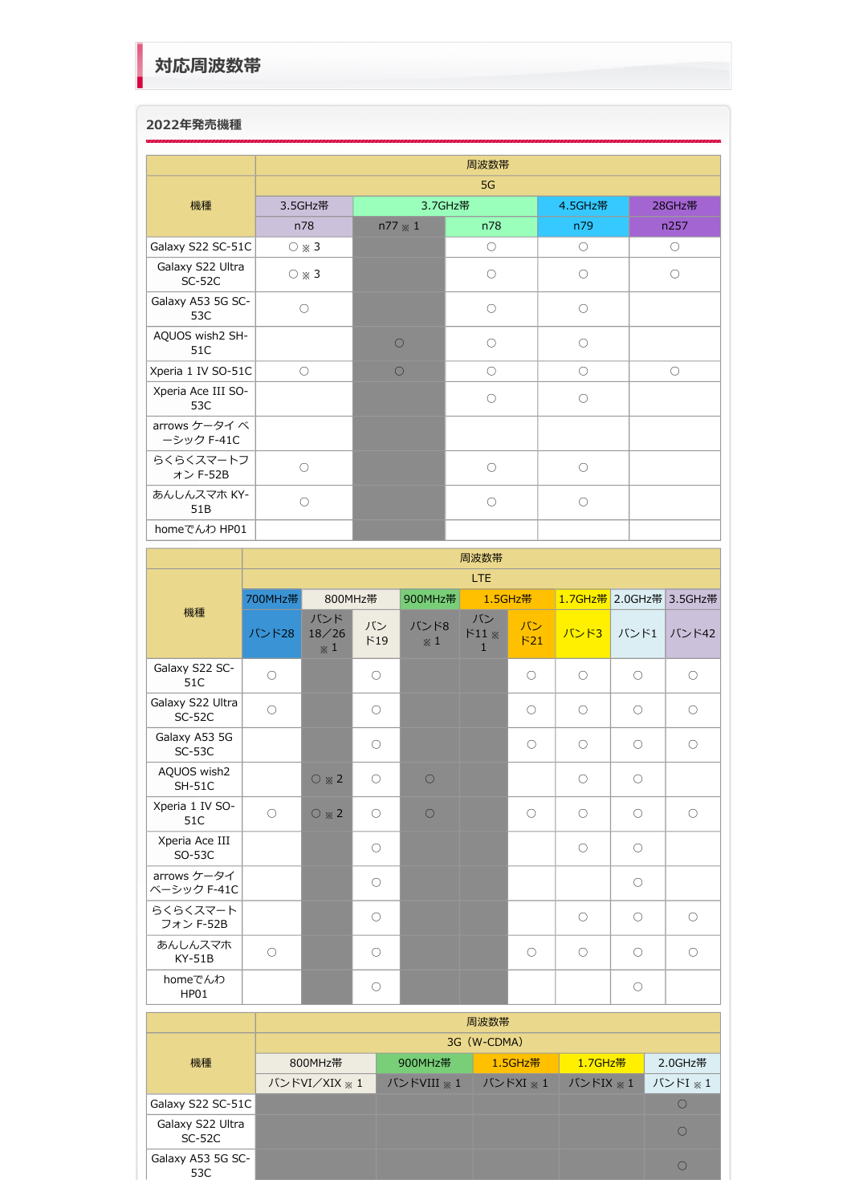## 対応周波数帯

### 2022年発売機種

| 機種 | 5G 3.5GHz帯 n78 | 5G 3.7GHz帯 n77※1 | 5G 3.7GHz帯 n78 | 5G 4.5GHz帯 n79 | 5G 28GHz帯 n257 |
|---|---|---|---|---|---|
| Galaxy S22 SC-51C | ○※3 | | ○ | ○ | ○ |
| Galaxy S22 Ultra SC-52C | ○※3 | | ○ | ○ | ○ |
| Galaxy A53 5G SC-53C | ○ | | ○ | ○ | |
| AQUOS wish2 SH-51C | | ○ | ○ | ○ | |
| Xperia 1 IV SO-51C | ○ | ○ | ○ | ○ | ○ |
| Xperia Ace III SO-53C | | | ○ | ○ | |
| arrows ケータイ ベーシック F-41C | | | | | |
| らくらくスマートフォン F-52B | ○ | | ○ | ○ | |
| あんしんスマホ KY-51B | ○ | | ○ | ○ | |
| homeでんわ HP01 | | | | | |

| 機種 | LTE 700MHz帯 バンド28 | LTE 800MHz帯 バンド18／26※1 | LTE 800MHz帯 バンド19 | LTE 900MHz帯 バンド8※1 | LTE 1.5GHz帯 バンド11※1 | LTE 1.5GHz帯 バンド21 | LTE 1.7GHz帯 バンド3 | LTE 2.0GHz帯 バンド1 | LTE 3.5GHz帯 バンド42 |
|---|---|---|---|---|---|---|---|---|---|
| Galaxy S22 SC-51C | ○ | | ○ | | | ○ | ○ | ○ | ○ |
| Galaxy S22 Ultra SC-52C | ○ | | ○ | | | ○ | ○ | ○ | ○ |
| Galaxy A53 5G SC-53C | | | ○ | | | ○ | ○ | ○ | ○ |
| AQUOS wish2 SH-51C | | ○※2 | ○ | ○ | | | ○ | ○ | |
| Xperia 1 IV SO-51C | ○ | ○※2 | ○ | ○ | | ○ | ○ | ○ | ○ |
| Xperia Ace III SO-53C | | | ○ | | | | ○ | ○ | |
| arrows ケータイ ベーシック F-41C | | | ○ | | | | | ○ | |
| らくらくスマートフォン F-52B | | | ○ | | | | ○ | ○ | ○ |
| あんしんスマホ KY-51B | ○ | | ○ | | | ○ | ○ | ○ | ○ |
| homeでんわ HP01 | | | ○ | | | | | ○ | |

| 機種 | 3G（W-CDMA） 800MHz帯 バンドVI／XIX※1 | 3G（W-CDMA） 900MHz帯 バンドVIII※1 | 3G（W-CDMA） 1.5GHz帯 バンドXI※1 | 3G（W-CDMA） 1.7GHz帯 バンドIX※1 | 3G（W-CDMA） 2.0GHz帯 バンドI※1 |
|---|---|---|---|---|---|
| Galaxy S22 SC-51C | | | | | ○ |
| Galaxy S22 Ultra SC-52C | | | | | ○ |
| Galaxy A53 5G SC-53C | | | | | ○ |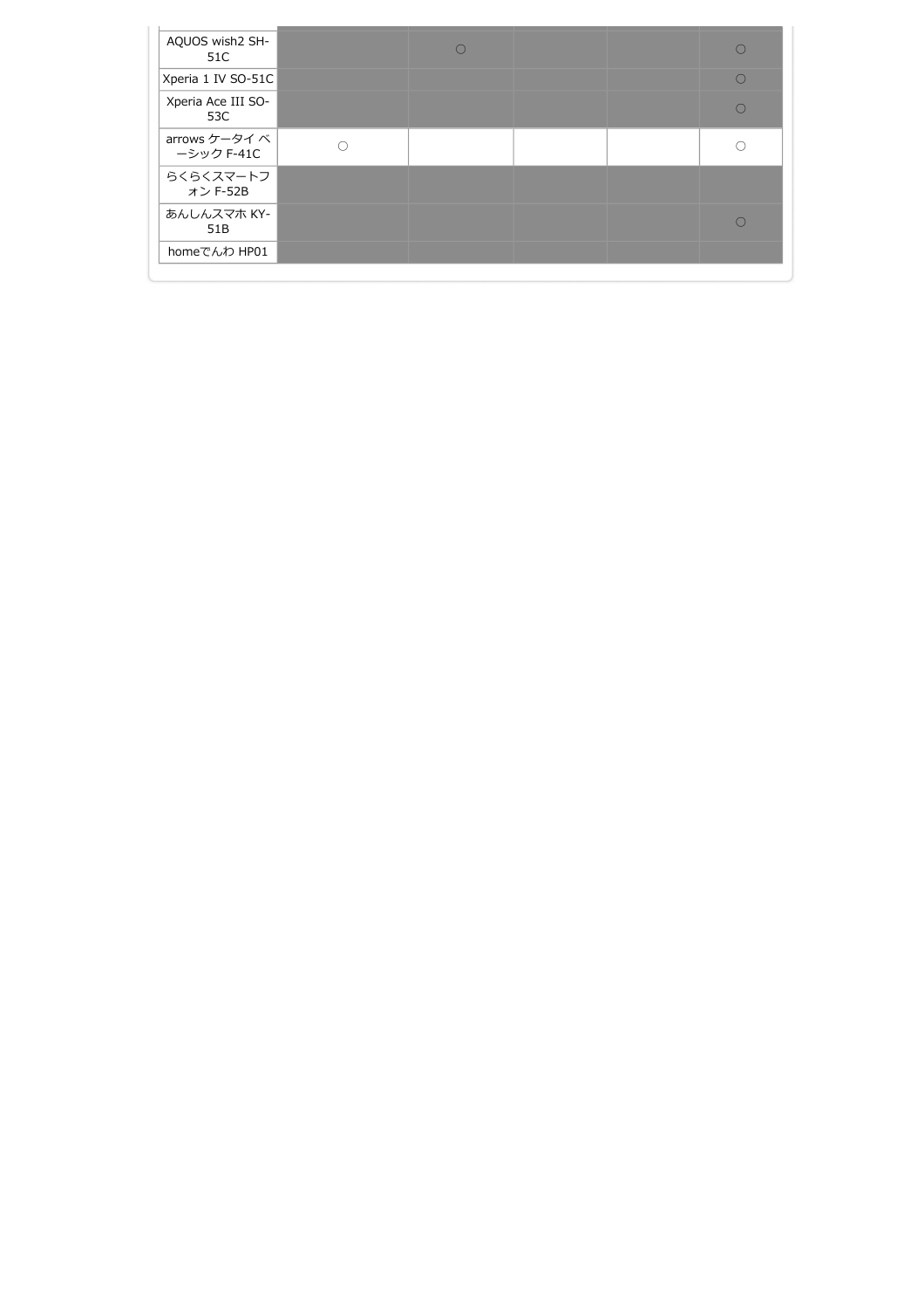| | | | | | |
|---|---|---|---|---|---|
| AQUOS wish2 SH-51C | | ○ | | | ○ |
| Xperia 1 IV SO-51C | | | | | ○ |
| Xperia Ace III SO-53C | | | | | ○ |
| arrows ケータイ ベーシック F-41C | ○ | | | | ○ |
| らくらくスマートフォン F-52B | | | | | |
| あんしんスマホ KY-51B | | | | | ○ |
| homeでんわ HP01 | | | | | |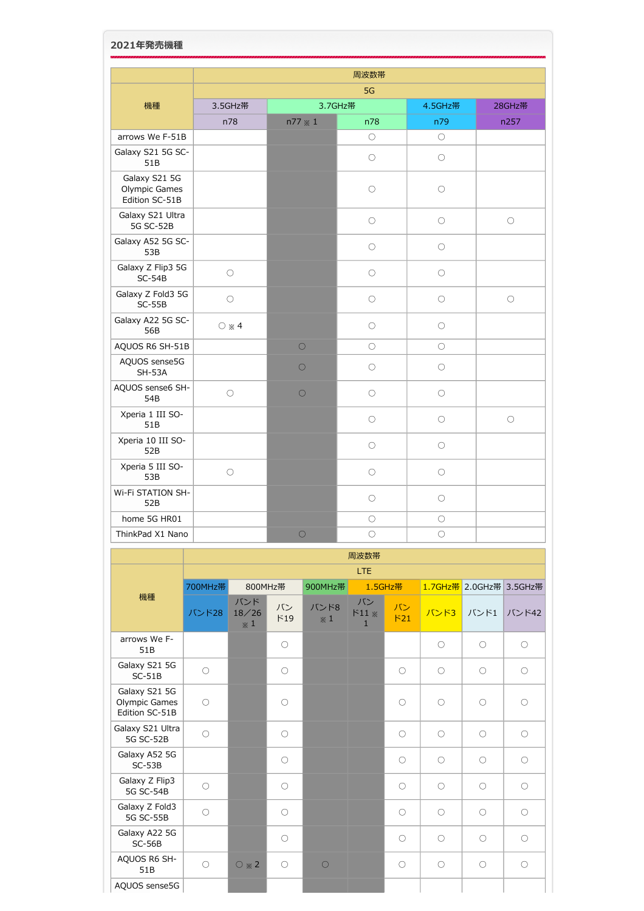## 2021年発売機種

| 機種 | 周波数帯 | | | | | |
|---|---|---|---|---|---|---|
| | 5G | | | | | |
| | 3.5GHz帯 | 3.7GHz帯 | | 4.5GHz帯 | 28GHz帯 |
| | n78 | n77 ※1 | n78 | n79 | n257 |
| arrows We F-51B | | | ○ | ○ | |
| Galaxy S21 5G SC-51B | | | ○ | ○ | |
| Galaxy S21 5G Olympic Games Edition SC-51B | | | ○ | ○ | |
| Galaxy S21 Ultra 5G SC-52B | | | ○ | ○ | ○ |
| Galaxy A52 5G SC-53B | | | ○ | ○ | |
| Galaxy Z Flip3 5G SC-54B | ○ | | ○ | ○ | |
| Galaxy Z Fold3 5G SC-55B | ○ | | ○ | ○ | ○ |
| Galaxy A22 5G SC-56B | ○ ※4 | | ○ | ○ | |
| AQUOS R6 SH-51B | | ○ | ○ | ○ | |
| AQUOS sense5G SH-53A | | ○ | ○ | ○ | |
| AQUOS sense6 SH-54B | ○ | ○ | ○ | ○ | |
| Xperia 1 III SO-51B | | | ○ | ○ | ○ |
| Xperia 10 III SO-52B | | | ○ | ○ | |
| Xperia 5 III SO-53B | ○ | | ○ | ○ | |
| Wi-Fi STATION SH-52B | | | ○ | ○ | |
| home 5G HR01 | | | ○ | ○ | |
| ThinkPad X1 Nano | | ○ | ○ | ○ | |

| 機種 | 周波数帯 | | | | | | | | | |
|---|---|---|---|---|---|---|---|---|---|---|
| | LTE | | | | | | | | | |
| | 700MHz帯 | 800MHz帯 | | 900MHz帯 | 1.5GHz帯 | | 1.7GHz帯 | 2.0GHz帯 | 3.5GHz帯 |
| | バンド28 | バンド18／26 ※1 | バンド19 | バンド8 ※1 | バンド11 ※1 | バンド21 | バンド3 | バンド1 | バンド42 |
| arrows We F-51B | | | ○ | | | | ○ | ○ | ○ |
| Galaxy S21 5G SC-51B | ○ | | ○ | | | ○ | ○ | ○ | ○ |
| Galaxy S21 5G Olympic Games Edition SC-51B | ○ | | ○ | | | ○ | ○ | ○ | ○ |
| Galaxy S21 Ultra 5G SC-52B | ○ | | ○ | | | ○ | ○ | ○ | ○ |
| Galaxy A52 5G SC-53B | | | ○ | | | ○ | ○ | ○ | ○ |
| Galaxy Z Flip3 5G SC-54B | ○ | | ○ | | | ○ | ○ | ○ | ○ |
| Galaxy Z Fold3 5G SC-55B | ○ | | ○ | | | ○ | ○ | ○ | ○ |
| Galaxy A22 5G SC-56B | | | ○ | | | ○ | ○ | ○ | ○ |
| AQUOS R6 SH-51B | ○ | ○ ※2 | ○ | ○ | | ○ | ○ | ○ | ○ |
| AQUOS sense5G | | | | | | | | | |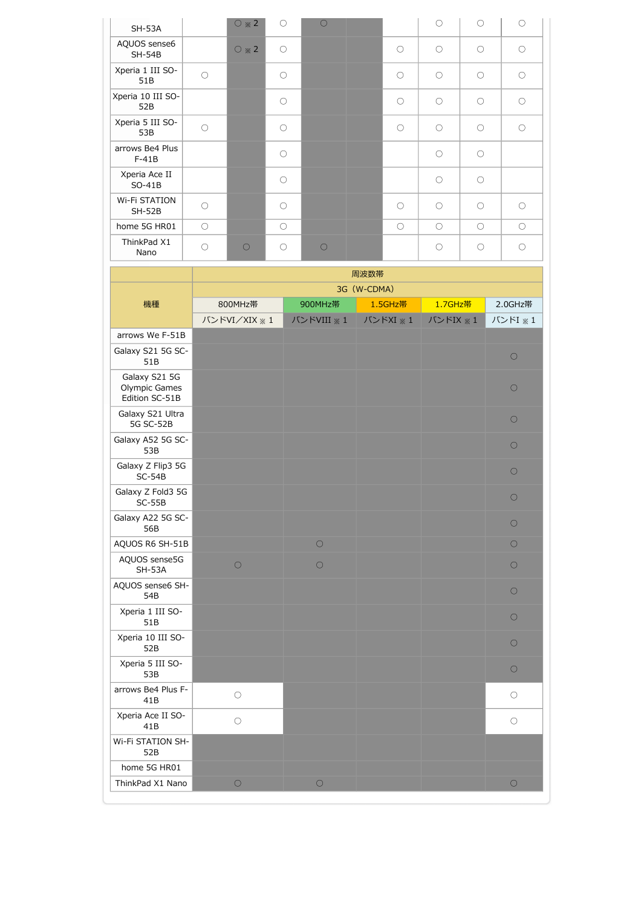| | | | | | | | | | |
|---|---|---|---|---|---|---|---|---|---|
| SH-53A | | ○※2 | ○ | ○ | | | ○ | ○ | ○ |
| AQUOS sense6 SH-54B | | ○※2 | ○ | | | ○ | ○ | ○ | ○ |
| Xperia 1 III SO-51B | ○ | | ○ | | | ○ | ○ | ○ | ○ |
| Xperia 10 III SO-52B | | | ○ | | | ○ | ○ | ○ | ○ |
| Xperia 5 III SO-53B | ○ | | ○ | | | ○ | ○ | ○ | ○ |
| arrows Be4 Plus F-41B | | | ○ | | | | ○ | ○ | |
| Xperia Ace II SO-41B | | | ○ | | | | ○ | ○ | |
| Wi-Fi STATION SH-52B | ○ | | ○ | | | ○ | ○ | ○ | ○ |
| home 5G HR01 | ○ | | ○ | | | ○ | ○ | ○ | ○ |
| ThinkPad X1 Nano | ○ | ○ | ○ | ○ | | | ○ | ○ | ○ |

| 機種 | 周波数帯 | | | | |
|---|---|---|---|---|---|
| | 3G（W-CDMA） | | | | |
| | 800MHz帯 | 900MHz帯 | 1.5GHz帯 | 1.7GHz帯 | 2.0GHz帯 |
| | バンドVI／XIX ※ 1 | バンドVIII ※ 1 | バンドXI ※ 1 | バンドIX ※ 1 | バンドI ※ 1 |
| arrows We F-51B | | | | | |
| Galaxy S21 5G SC-51B | | | | | ○ |
| Galaxy S21 5G Olympic Games Edition SC-51B | | | | | ○ |
| Galaxy S21 Ultra 5G SC-52B | | | | | ○ |
| Galaxy A52 5G SC-53B | | | | | ○ |
| Galaxy Z Flip3 5G SC-54B | | | | | ○ |
| Galaxy Z Fold3 5G SC-55B | | | | | ○ |
| Galaxy A22 5G SC-56B | | | | | ○ |
| AQUOS R6 SH-51B | | ○ | | | ○ |
| AQUOS sense5G SH-53A | ○ | ○ | | | ○ |
| AQUOS sense6 SH-54B | | | | | ○ |
| Xperia 1 III SO-51B | | | | | ○ |
| Xperia 10 III SO-52B | | | | | ○ |
| Xperia 5 III SO-53B | | | | | ○ |
| arrows Be4 Plus F-41B | ○ | | | | ○ |
| Xperia Ace II SO-41B | ○ | | | | ○ |
| Wi-Fi STATION SH-52B | | | | | |
| home 5G HR01 | | | | | |
| ThinkPad X1 Nano | ○ | ○ | | | ○ |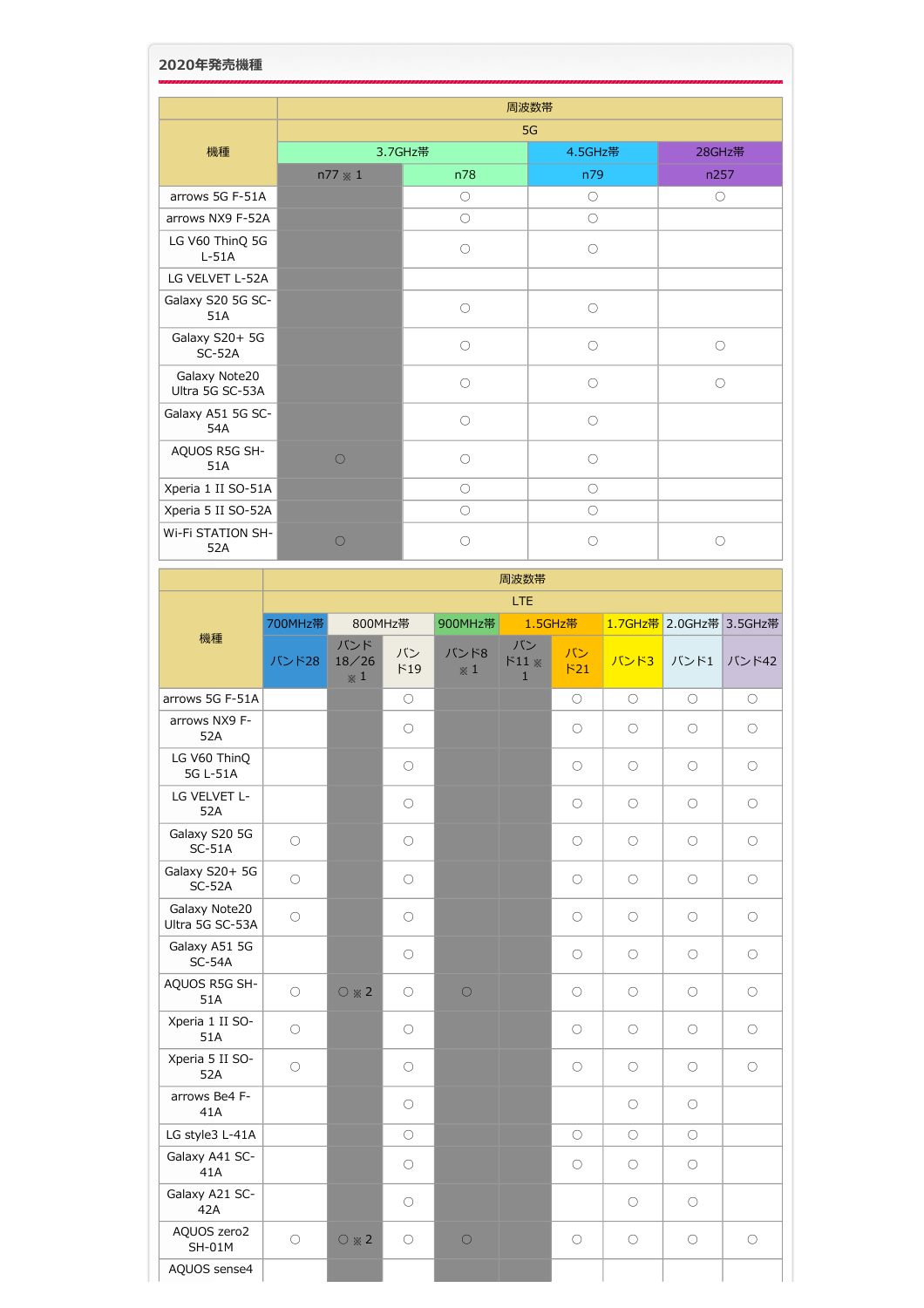## 2020年発売機種

| 機種 | 周波数帯 | | | |
|---|---|---|---|---|
| | 5G | | | |
| | 3.7GHz帯 | | 4.5GHz帯 | 28GHz帯 |
| | n77 ※1 | n78 | n79 | n257 |
| arrows 5G F-51A | | ○ | ○ | ○ |
| arrows NX9 F-52A | | ○ | ○ | |
| LG V60 ThinQ 5G L-51A | | ○ | ○ | |
| LG VELVET L-52A | | | | |
| Galaxy S20 5G SC-51A | | ○ | ○ | |
| Galaxy S20+ 5G SC-52A | | ○ | ○ | ○ |
| Galaxy Note20 Ultra 5G SC-53A | | ○ | ○ | ○ |
| Galaxy A51 5G SC-54A | | ○ | ○ | |
| AQUOS R5G SH-51A | ○ | ○ | ○ | |
| Xperia 1 II SO-51A | | ○ | ○ | |
| Xperia 5 II SO-52A | | ○ | ○ | |
| Wi-Fi STATION SH-52A | ○ | ○ | ○ | ○ |

| 機種 | 周波数帯 | | | | | | | | | |
|---|---|---|---|---|---|---|---|---|---|---|
| | LTE | | | | | | | | | |
| | 700MHz帯 | 800MHz帯 | | 900MHz帯 | 1.5GHz帯 | | 1.7GHz帯 | 2.0GHz帯 | 3.5GHz帯 |
| | バンド28 | バンド18／26 ※1 | バンド19 | バンド8 ※1 | バンド11 ※1 | バンド21 | バンド3 | バンド1 | バンド42 |
| arrows 5G F-51A | | | ○ | | | ○ | ○ | ○ | ○ |
| arrows NX9 F-52A | | | ○ | | | ○ | ○ | ○ | ○ |
| LG V60 ThinQ 5G L-51A | | | ○ | | | ○ | ○ | ○ | ○ |
| LG VELVET L-52A | | | ○ | | | ○ | ○ | ○ | ○ |
| Galaxy S20 5G SC-51A | ○ | | ○ | | | ○ | ○ | ○ | ○ |
| Galaxy S20+ 5G SC-52A | ○ | | ○ | | | ○ | ○ | ○ | ○ |
| Galaxy Note20 Ultra 5G SC-53A | ○ | | ○ | | | ○ | ○ | ○ | ○ |
| Galaxy A51 5G SC-54A | | | ○ | | | ○ | ○ | ○ | ○ |
| AQUOS R5G SH-51A | ○ | ○※2 | ○ | ○ | | ○ | ○ | ○ | ○ |
| Xperia 1 II SO-51A | ○ | | ○ | | | ○ | ○ | ○ | ○ |
| Xperia 5 II SO-52A | ○ | | ○ | | | ○ | ○ | ○ | ○ |
| arrows Be4 F-41A | | | ○ | | | | ○ | ○ | |
| LG style3 L-41A | | | ○ | | | ○ | ○ | ○ | |
| Galaxy A41 SC-41A | | | ○ | | | ○ | ○ | ○ | |
| Galaxy A21 SC-42A | | | ○ | | | | ○ | ○ | |
| AQUOS zero2 SH-01M | ○ | ○※2 | ○ | ○ | | ○ | ○ | ○ | ○ |
| AQUOS sense4 | | | | | | | | | |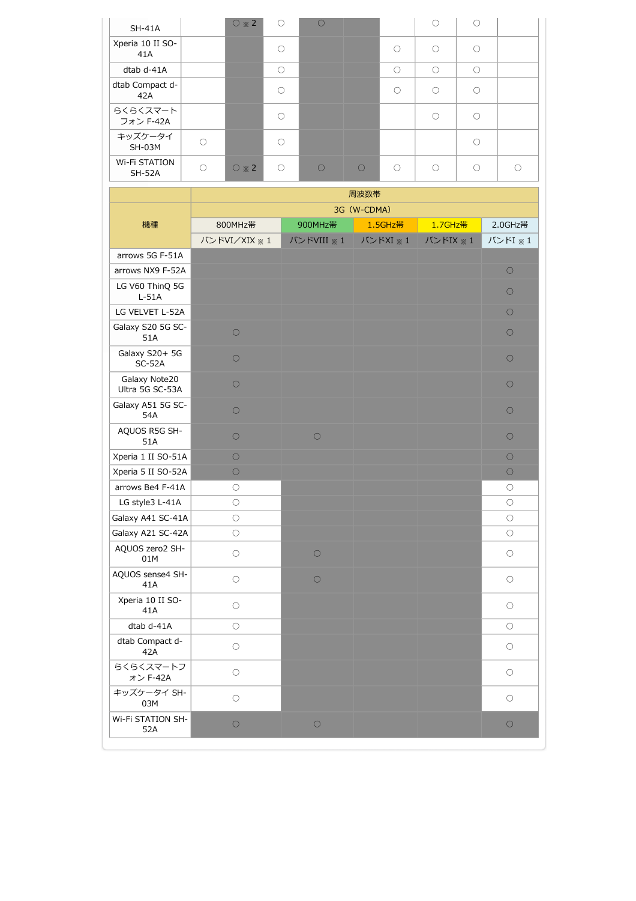| | | | | | | | | | |
|---|---|---|---|---|---|---|---|---|---|
| SH-41A | | ○※2 | ○ | ○ | | | ○ | ○ | |
| Xperia 10 II SO-41A | | | ○ | | | ○ | ○ | ○ | |
| dtab d-41A | | | ○ | | | ○ | ○ | ○ | |
| dtab Compact d-42A | | | ○ | | | ○ | ○ | ○ | |
| らくらくスマートフォン F-42A | | | ○ | | | | ○ | ○ | |
| キッズケータイ SH-03M | ○ | | ○ | | | | | ○ | |
| Wi-Fi STATION SH-52A | ○ | ○※2 | ○ | ○ | ○ | ○ | ○ | ○ | ○ |

| 機種 | 周波数帯 | | | | |
|---|---|---|---|---|---|
| | 3G（W-CDMA） | | | | |
| | 800MHz帯 | 900MHz帯 | 1.5GHz帯 | 1.7GHz帯 | 2.0GHz帯 |
| | バンドVI／XIX ※1 | バンドVIII ※1 | バンドXI ※1 | バンドIX ※1 | バンドI ※1 |
| arrows 5G F-51A | | | | | |
| arrows NX9 F-52A | | | | | ○ |
| LG V60 ThinQ 5G L-51A | | | | | ○ |
| LG VELVET L-52A | | | | | ○ |
| Galaxy S20 5G SC-51A | ○ | | | | ○ |
| Galaxy S20+ 5G SC-52A | ○ | | | | ○ |
| Galaxy Note20 Ultra 5G SC-53A | ○ | | | | ○ |
| Galaxy A51 5G SC-54A | ○ | | | | ○ |
| AQUOS R5G SH-51A | ○ | ○ | | | ○ |
| Xperia 1 II SO-51A | ○ | | | | ○ |
| Xperia 5 II SO-52A | ○ | | | | ○ |
| arrows Be4 F-41A | ○ | | | | ○ |
| LG style3 L-41A | ○ | | | | ○ |
| Galaxy A41 SC-41A | ○ | | | | ○ |
| Galaxy A21 SC-42A | ○ | | | | ○ |
| AQUOS zero2 SH-01M | ○ | ○ | | | ○ |
| AQUOS sense4 SH-41A | ○ | ○ | | | ○ |
| Xperia 10 II SO-41A | ○ | | | | ○ |
| dtab d-41A | ○ | | | | ○ |
| dtab Compact d-42A | ○ | | | | ○ |
| らくらくスマートフォン F-42A | ○ | | | | ○ |
| キッズケータイ SH-03M | ○ | | | | ○ |
| Wi-Fi STATION SH-52A | ○ | ○ | | | ○ |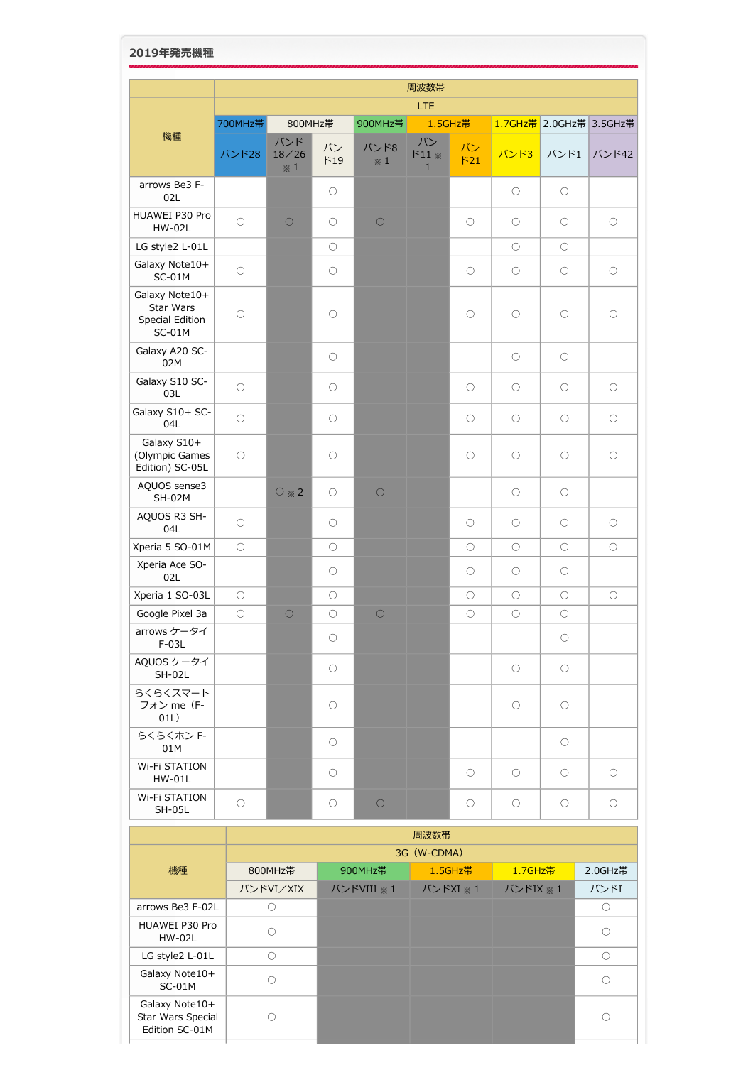## 2019年発売機種

| 機種 | 周波数帯 | | | | | | | | | |
|---|---|---|---|---|---|---|---|---|---|---|
| | LTE | | | | | | | | | |
| | 700MHz帯 | 800MHz帯 | | 900MHz帯 | 1.5GHz帯 | | 1.7GHz帯 | 2.0GHz帯 | 3.5GHz帯 |
| | バンド28 | バンド18／26 ※1 | バンド19 | バンド8 ※1 | バンド11 ※1 | バンド21 | バンド3 | バンド1 | バンド42 |
| arrows Be3 F-02L | | | ○ | | | | ○ | ○ | |
| HUAWEI P30 Pro HW-02L | ○ | ○ | ○ | ○ | | ○ | ○ | ○ | ○ |
| LG style2 L-01L | | | ○ | | | | ○ | ○ | |
| Galaxy Note10+ SC-01M | ○ | | ○ | | | ○ | ○ | ○ | ○ |
| Galaxy Note10+ Star Wars Special Edition SC-01M | ○ | | ○ | | | ○ | ○ | ○ | ○ |
| Galaxy A20 SC-02M | | | ○ | | | | ○ | ○ | |
| Galaxy S10 SC-03L | ○ | | ○ | | | ○ | ○ | ○ | ○ |
| Galaxy S10+ SC-04L | ○ | | ○ | | | ○ | ○ | ○ | ○ |
| Galaxy S10+ (Olympic Games Edition) SC-05L | ○ | | ○ | | | ○ | ○ | ○ | ○ |
| AQUOS sense3 SH-02M | | ○※2 | ○ | ○ | | | ○ | ○ | |
| AQUOS R3 SH-04L | ○ | | ○ | | | ○ | ○ | ○ | ○ |
| Xperia 5 SO-01M | ○ | | ○ | | | ○ | ○ | ○ | ○ |
| Xperia Ace SO-02L | | | ○ | | | ○ | ○ | ○ | |
| Xperia 1 SO-03L | ○ | | ○ | | | ○ | ○ | ○ | ○ |
| Google Pixel 3a | ○ | ○ | ○ | ○ | | ○ | ○ | ○ | |
| arrows ケータイ F-03L | | | ○ | | | | | ○ | |
| AQUOS ケータイ SH-02L | | | ○ | | | | ○ | ○ | |
| らくらくスマートフォン me（F-01L） | | | ○ | | | | ○ | ○ | |
| らくらくホン F-01M | | | ○ | | | | | ○ | |
| Wi-Fi STATION HW-01L | | | ○ | | | ○ | ○ | ○ | ○ |
| Wi-Fi STATION SH-05L | ○ | | ○ | ○ | | ○ | ○ | ○ | ○ |

| 機種 | 周波数帯 | | | | |
|---|---|---|---|---|---|
| | 3G（W-CDMA） | | | | |
| | 800MHz帯 | 900MHz帯 | 1.5GHz帯 | 1.7GHz帯 | 2.0GHz帯 |
| | バンドVI／XIX | バンドVIII ※1 | バンドXI ※1 | バンドIX ※1 | バンドI |
| arrows Be3 F-02L | ○ | | | | ○ |
| HUAWEI P30 Pro HW-02L | ○ | | | | ○ |
| LG style2 L-01L | ○ | | | | ○ |
| Galaxy Note10+ SC-01M | ○ | | | | ○ |
| Galaxy Note10+ Star Wars Special Edition SC-01M | ○ | | | | ○ |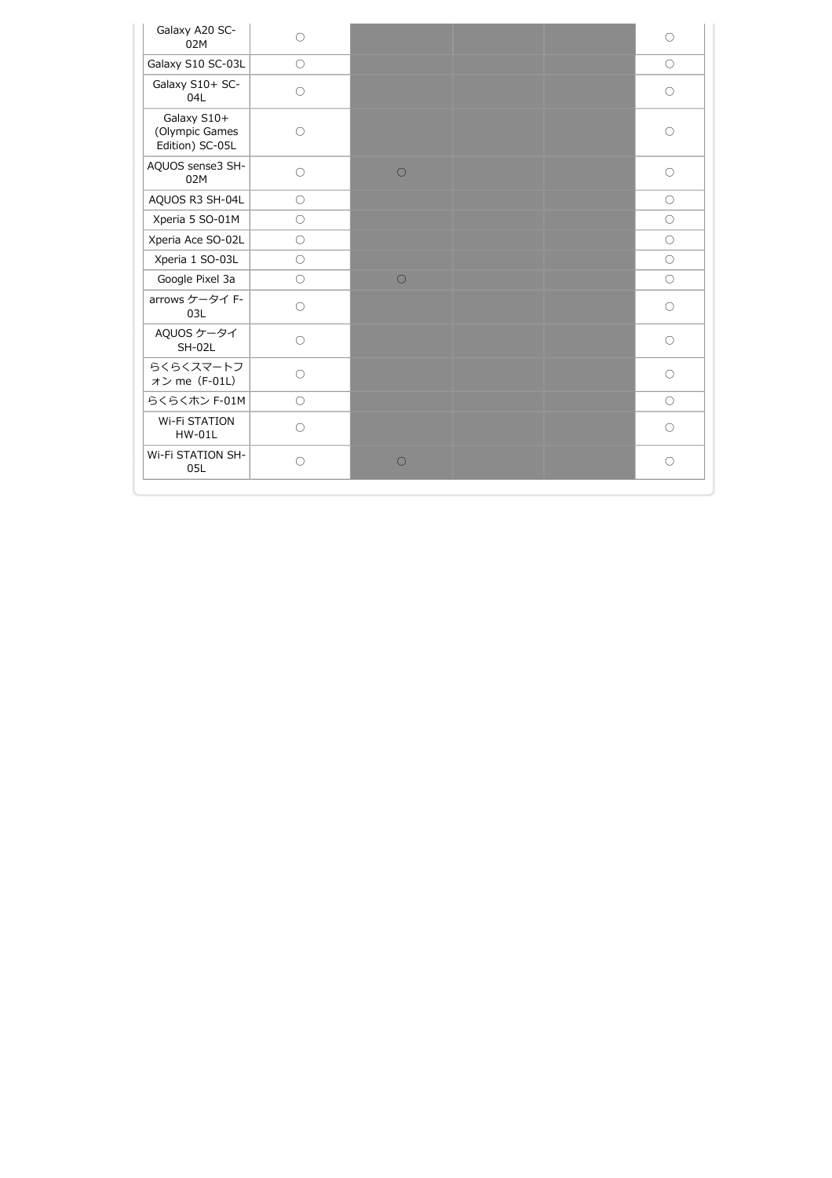| | | | | | |
|---|---|---|---|---|---|
| Galaxy A20 SC-02M | ○ | | | | ○ |
| Galaxy S10 SC-03L | ○ | | | | ○ |
| Galaxy S10+ SC-04L | ○ | | | | ○ |
| Galaxy S10+ (Olympic Games Edition) SC-05L | ○ | | | | ○ |
| AQUOS sense3 SH-02M | ○ | ○ | | | ○ |
| AQUOS R3 SH-04L | ○ | | | | ○ |
| Xperia 5 SO-01M | ○ | | | | ○ |
| Xperia Ace SO-02L | ○ | | | | ○ |
| Xperia 1 SO-03L | ○ | | | | ○ |
| Google Pixel 3a | ○ | ○ | | | ○ |
| arrows ケータイ F-03L | ○ | | | | ○ |
| AQUOS ケータイ SH-02L | ○ | | | | ○ |
| らくらくスマートフォン me（F-01L） | ○ | | | | ○ |
| らくらくホン F-01M | ○ | | | | ○ |
| Wi-Fi STATION HW-01L | ○ | | | | ○ |
| Wi-Fi STATION SH-05L | ○ | ○ | | | ○ |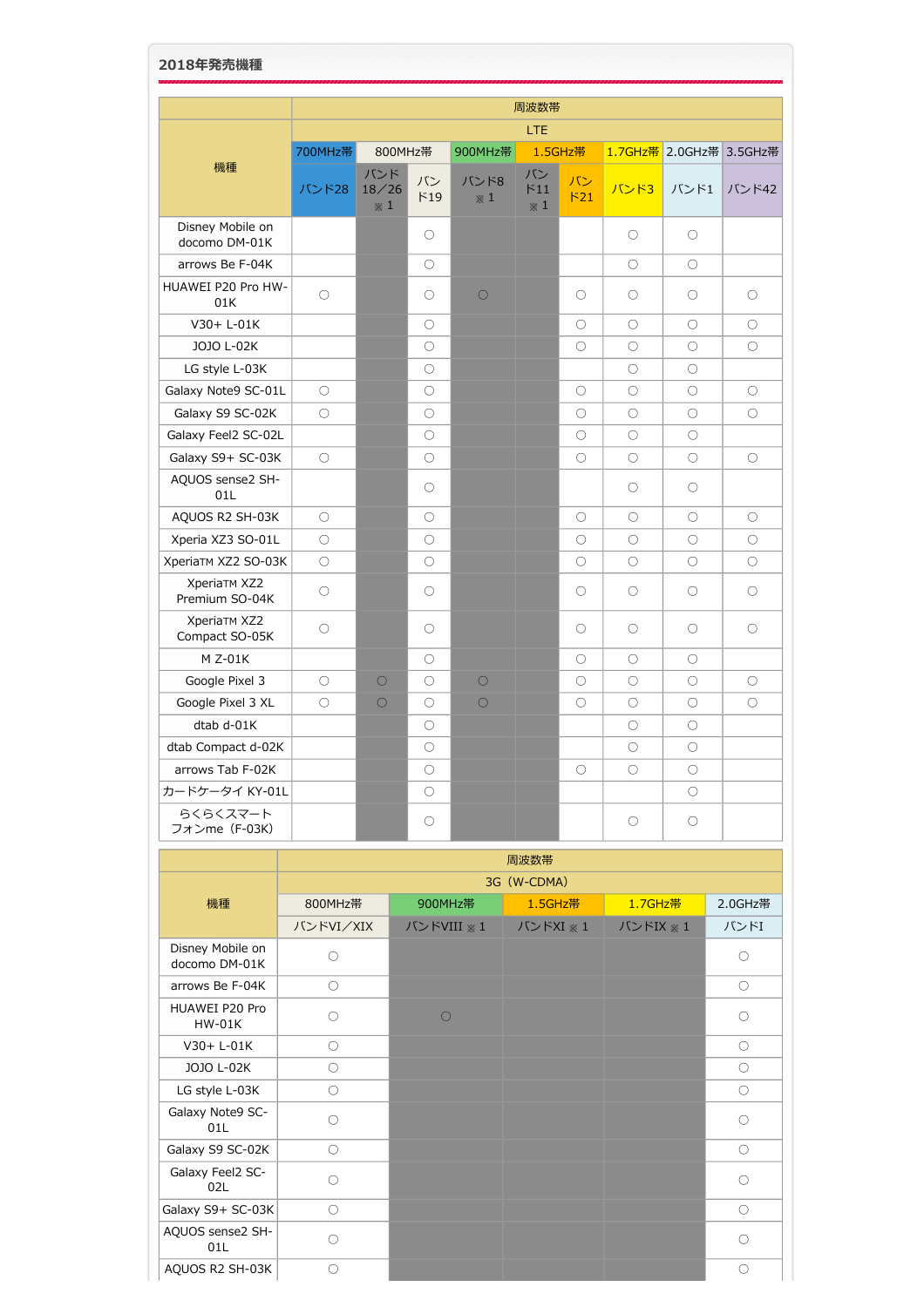## 2018年発売機種

| 機種 | 周波数帯 | | | | | | | | |
|---|---|---|---|---|---|---|---|---|---|
| | LTE | | | | | | | | |
| | 700MHz帯 | 800MHz帯 | | 900MHz帯 | 1.5GHz帯 | | 1.7GHz帯 | 2.0GHz帯 | 3.5GHz帯 |
| | バンド28 | バンド18／26 ※1 | バンド19 | バンド8 ※1 | バンド11 ※1 | バンド21 | バンド3 | バンド1 | バンド42 |
| Disney Mobile on docomo DM-01K | | | ○ | | | | ○ | ○ | |
| arrows Be F-04K | | | ○ | | | | ○ | ○ | |
| HUAWEI P20 Pro HW-01K | ○ | | ○ | ○ | | ○ | ○ | ○ | ○ |
| V30+ L-01K | | | ○ | | | ○ | ○ | ○ | ○ |
| JOJO L-02K | | | ○ | | | ○ | ○ | ○ | ○ |
| LG style L-03K | | | ○ | | | | ○ | ○ | |
| Galaxy Note9 SC-01L | ○ | | ○ | | | ○ | ○ | ○ | ○ |
| Galaxy S9 SC-02K | ○ | | ○ | | | ○ | ○ | ○ | ○ |
| Galaxy Feel2 SC-02L | | | ○ | | | ○ | ○ | ○ | |
| Galaxy S9+ SC-03K | ○ | | ○ | | | ○ | ○ | ○ | ○ |
| AQUOS sense2 SH-01L | | | ○ | | | | ○ | ○ | |
| AQUOS R2 SH-03K | ○ | | ○ | | | ○ | ○ | ○ | ○ |
| Xperia XZ3 SO-01L | ○ | | ○ | | | ○ | ○ | ○ | ○ |
| XperiaTM XZ2 SO-03K | ○ | | ○ | | | ○ | ○ | ○ | ○ |
| XperiaTM XZ2 Premium SO-04K | ○ | | ○ | | | ○ | ○ | ○ | ○ |
| XperiaTM XZ2 Compact SO-05K | ○ | | ○ | | | ○ | ○ | ○ | ○ |
| M Z-01K | | | ○ | | | ○ | ○ | ○ | |
| Google Pixel 3 | ○ | ○ | ○ | ○ | | ○ | ○ | ○ | ○ |
| Google Pixel 3 XL | ○ | ○ | ○ | ○ | | ○ | ○ | ○ | ○ |
| dtab d-01K | | | ○ | | | | ○ | ○ | |
| dtab Compact d-02K | | | ○ | | | | ○ | ○ | |
| arrows Tab F-02K | | | ○ | | | ○ | ○ | ○ | |
| カードケータイ KY-01L | | | ○ | | | | | ○ | |
| らくらくスマートフォンme（F-03K) | | | ○ | | | | ○ | ○ | |

| 機種 | 周波数帯 | | | | |
|---|---|---|---|---|---|
| | 3G（W-CDMA) | | | | |
| | 800MHz帯 | 900MHz帯 | 1.5GHz帯 | 1.7GHz帯 | 2.0GHz帯 |
| | バンドVI／XIX | バンドVIII ※1 | バンドXI ※1 | バンドIX ※1 | バンドI |
| Disney Mobile on docomo DM-01K | ○ | | | | ○ |
| arrows Be F-04K | ○ | | | | ○ |
| HUAWEI P20 Pro HW-01K | ○ | ○ | | | ○ |
| V30+ L-01K | ○ | | | | ○ |
| JOJO L-02K | ○ | | | | ○ |
| LG style L-03K | ○ | | | | ○ |
| Galaxy Note9 SC-01L | ○ | | | | ○ |
| Galaxy S9 SC-02K | ○ | | | | ○ |
| Galaxy Feel2 SC-02L | ○ | | | | ○ |
| Galaxy S9+ SC-03K | ○ | | | | ○ |
| AQUOS sense2 SH-01L | ○ | | | | ○ |
| AQUOS R2 SH-03K | ○ | | | | ○ |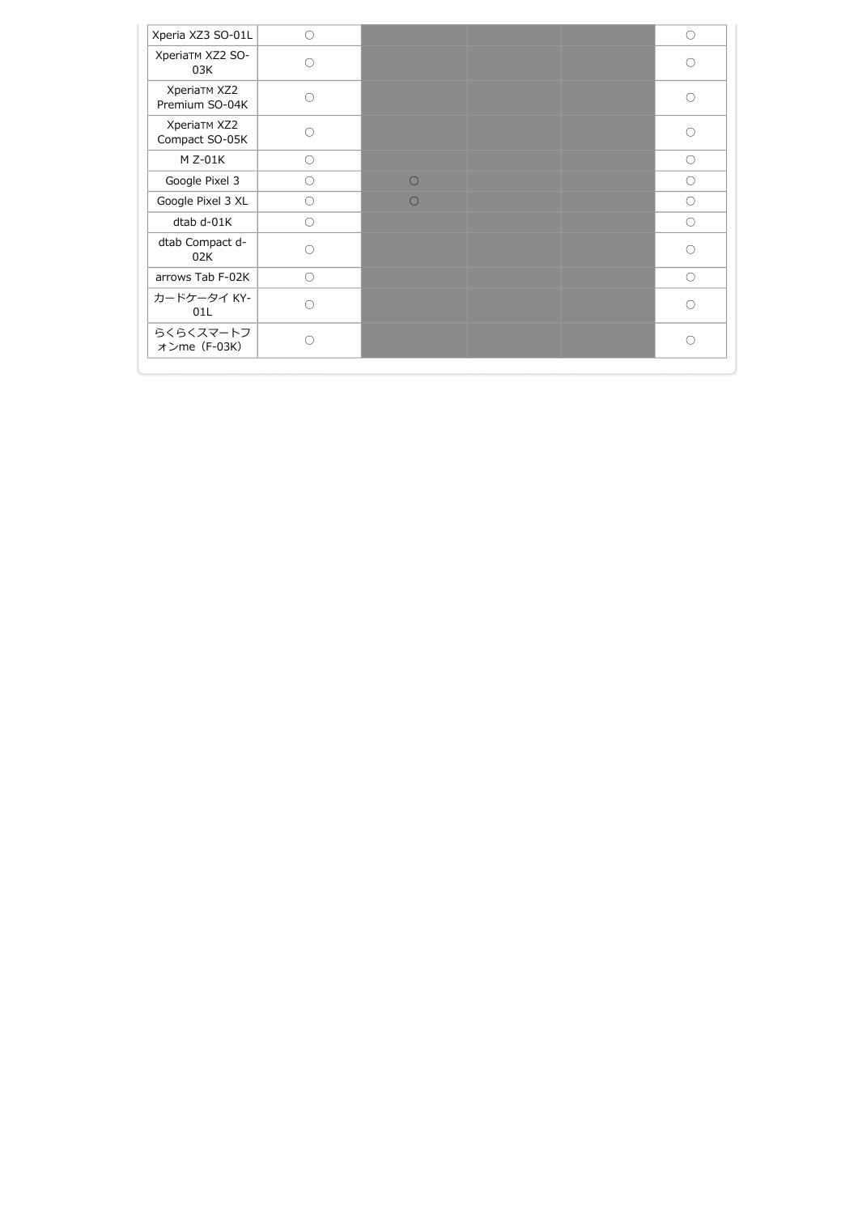| | | | | | |
|---|---|---|---|---|---|
| Xperia XZ3 SO-01L | ○ | | | | ○ |
| XperiaTM XZ2 SO-03K | ○ | | | | ○ |
| XperiaTM XZ2 Premium SO-04K | ○ | | | | ○ |
| XperiaTM XZ2 Compact SO-05K | ○ | | | | ○ |
| M Z-01K | ○ | | | | ○ |
| Google Pixel 3 | ○ | ○ | | | ○ |
| Google Pixel 3 XL | ○ | ○ | | | ○ |
| dtab d-01K | ○ | | | | ○ |
| dtab Compact d-02K | ○ | | | | ○ |
| arrows Tab F-02K | ○ | | | | ○ |
| カードケータイ KY-01L | ○ | | | | ○ |
| らくらくスマートフォンme（F-03K） | ○ | | | | ○ |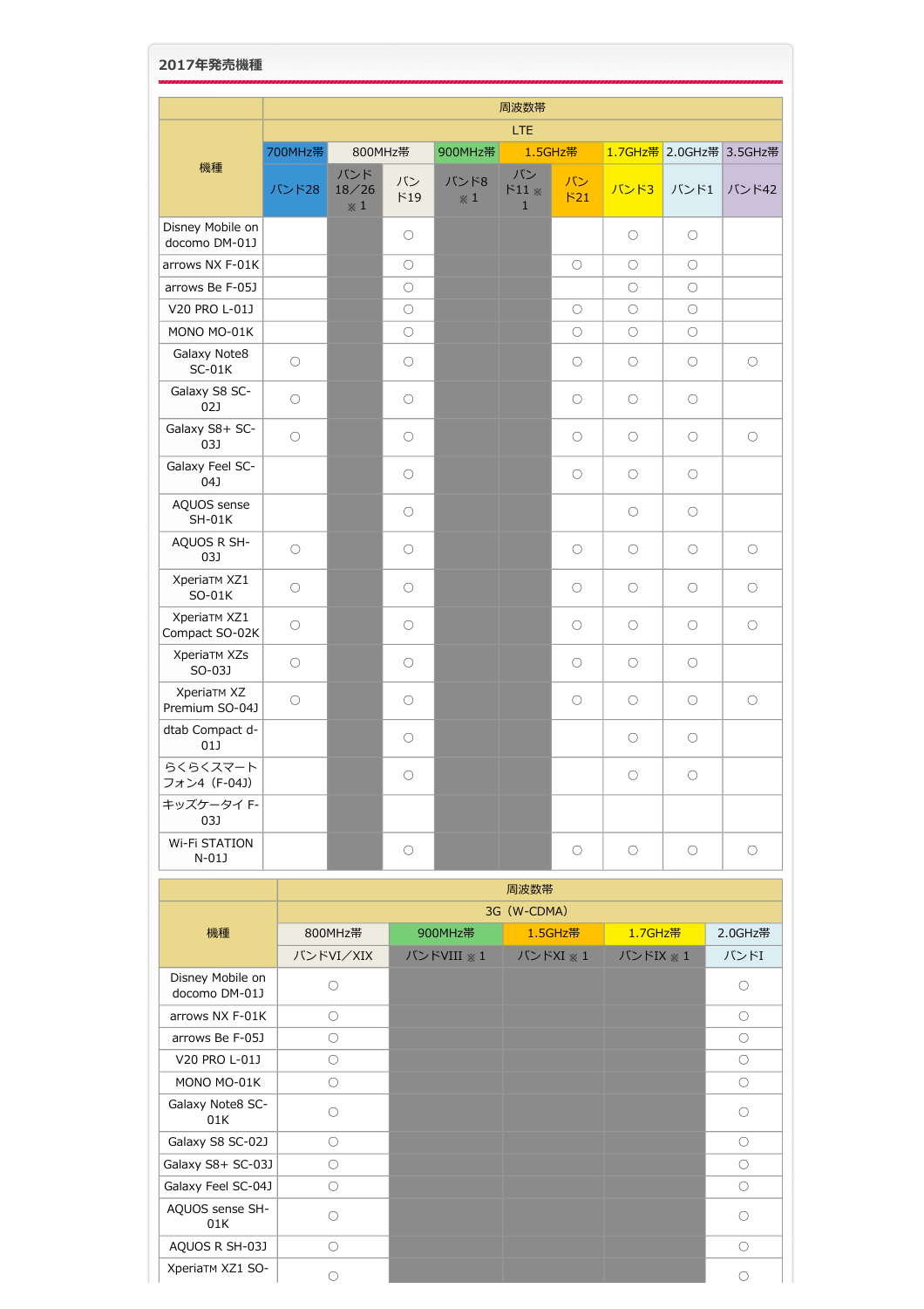## 2017年発売機種

| 機種 | 周波数帯 | | | | | | | | |
|---|---|---|---|---|---|---|---|---|---|
| | LTE | | | | | | | | |
| | 700MHz帯 | 800MHz帯 | | 900MHz帯 | 1.5GHz帯 | | 1.7GHz帯 | 2.0GHz帯 | 3.5GHz帯 |
| | バンド28 | バンド18／26 ※１ | バンド19 | バンド8 ※１ | バンド11 ※１ | バンド21 | バンド3 | バンド1 | バンド42 |
| Disney Mobile on docomo DM-01J | | | ○ | | | | ○ | ○ | |
| arrows NX F-01K | | | ○ | | | ○ | ○ | ○ | |
| arrows Be F-05J | | | ○ | | | | ○ | ○ | |
| V20 PRO L-01J | | | ○ | | | ○ | ○ | ○ | |
| MONO MO-01K | | | ○ | | | ○ | ○ | ○ | |
| Galaxy Note8 SC-01K | ○ | | ○ | | | ○ | ○ | ○ | ○ |
| Galaxy S8 SC-02J | ○ | | ○ | | | ○ | ○ | ○ | |
| Galaxy S8+ SC-03J | ○ | | ○ | | | ○ | ○ | ○ | ○ |
| Galaxy Feel SC-04J | | | ○ | | | ○ | ○ | ○ | |
| AQUOS sense SH-01K | | | ○ | | | | ○ | ○ | |
| AQUOS R SH-03J | ○ | | ○ | | | ○ | ○ | ○ | ○ |
| XperiaTM XZ1 SO-01K | ○ | | ○ | | | ○ | ○ | ○ | ○ |
| XperiaTM XZ1 Compact SO-02K | ○ | | ○ | | | ○ | ○ | ○ | ○ |
| XperiaTM XZs SO-03J | ○ | | ○ | | | ○ | ○ | ○ | |
| XperiaTM XZ Premium SO-04J | ○ | | ○ | | | ○ | ○ | ○ | ○ |
| dtab Compact d-01J | | | ○ | | | | ○ | ○ | |
| らくらくスマートフォン4（F-04J） | | | ○ | | | | ○ | ○ | |
| キッズケータイ F-03J | | | | | | | | | |
| Wi-Fi STATION N-01J | | | ○ | | | ○ | ○ | ○ | ○ |

| 機種 | 周波数帯 | | | | |
|---|---|---|---|---|---|
| | 3G（W-CDMA） | | | | |
| | 800MHz帯 | 900MHz帯 | 1.5GHz帯 | 1.7GHz帯 | 2.0GHz帯 |
| | バンドVI／XIX | バンドVIII ※１ | バンドXI ※１ | バンドIX ※１ | バンドI |
| Disney Mobile on docomo DM-01J | ○ | | | | ○ |
| arrows NX F-01K | ○ | | | | ○ |
| arrows Be F-05J | ○ | | | | ○ |
| V20 PRO L-01J | ○ | | | | ○ |
| MONO MO-01K | ○ | | | | ○ |
| Galaxy Note8 SC-01K | ○ | | | | ○ |
| Galaxy S8 SC-02J | ○ | | | | ○ |
| Galaxy S8+ SC-03J | ○ | | | | ○ |
| Galaxy Feel SC-04J | ○ | | | | ○ |
| AQUOS sense SH-01K | ○ | | | | ○ |
| AQUOS R SH-03J | ○ | | | | ○ |
| XperiaTM XZ1 SO- | ○ | | | | ○ |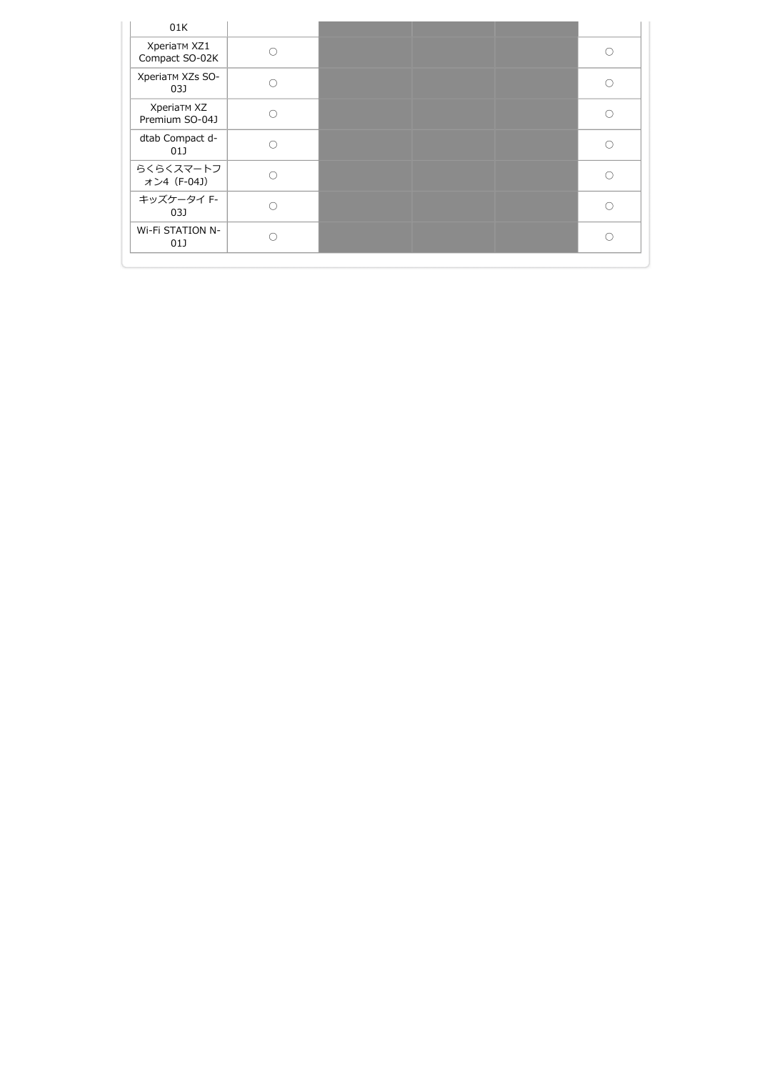| | | | | | |
|---|---|---|---|---|---|
| 01K | | | | | |
| XperiaTM XZ1 Compact SO-02K | ○ | | | | ○ |
| XperiaTM XZs SO-03J | ○ | | | | ○ |
| XperiaTM XZ Premium SO-04J | ○ | | | | ○ |
| dtab Compact d-01J | ○ | | | | ○ |
| らくらくスマートフォン4（F-04J） | ○ | | | | ○ |
| キッズケータイ F-03J | ○ | | | | ○ |
| Wi-Fi STATION N-01J | ○ | | | | ○ |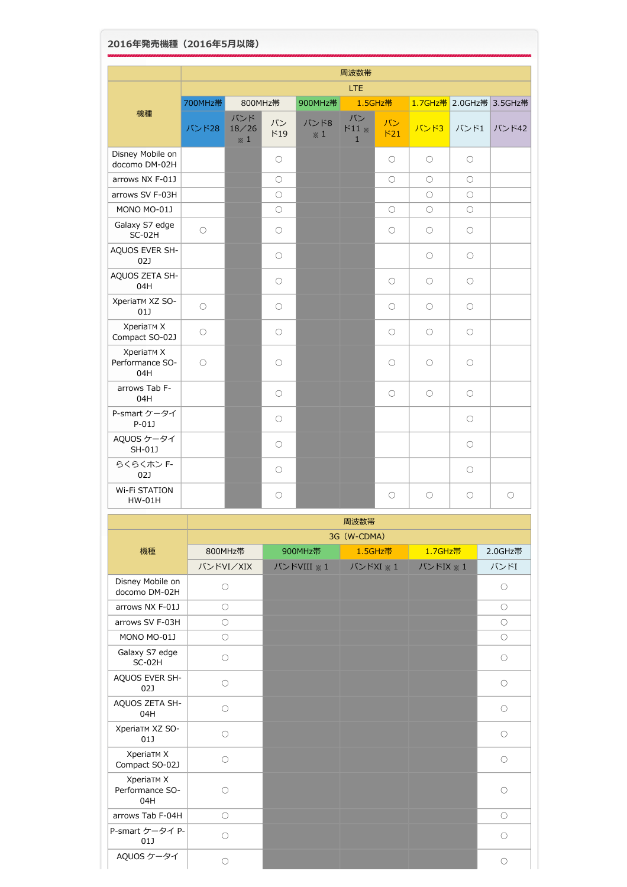### 2016年発売機種（2016年5月以降）

| 機種 | 周波数帯 | | | | | | | | |
|---|---|---|---|---|---|---|---|---|---|
| | LTE | | | | | | | | |
| | 700MHz帯 | 800MHz帯 | | 900MHz帯 | 1.5GHz帯 | | 1.7GHz帯 | 2.0GHz帯 | 3.5GHz帯 |
| | バンド28 | バンド18／26 ※1 | バンド19 | バンド8 ※1 | バンド11 ※1 | バンド21 | バンド3 | バンド1 | バンド42 |
| Disney Mobile on docomo DM-02H | | | ○ | | | ○ | ○ | ○ | |
| arrows NX F-01J | | | ○ | | | ○ | ○ | ○ | |
| arrows SV F-03H | | | ○ | | | | ○ | ○ | |
| MONO MO-01J | | | ○ | | | ○ | ○ | ○ | |
| Galaxy S7 edge SC-02H | ○ | | ○ | | | ○ | ○ | ○ | |
| AQUOS EVER SH-02J | | | ○ | | | | ○ | ○ | |
| AQUOS ZETA SH-04H | | | ○ | | | ○ | ○ | ○ | |
| XperiaTM XZ SO-01J | ○ | | ○ | | | ○ | ○ | ○ | |
| XperiaTM X Compact SO-02J | ○ | | ○ | | | ○ | ○ | ○ | |
| XperiaTM X Performance SO-04H | ○ | | ○ | | | ○ | ○ | ○ | |
| arrows Tab F-04H | | | ○ | | | ○ | ○ | ○ | |
| P-smart ケータイ P-01J | | | ○ | | | | | ○ | |
| AQUOS ケータイ SH-01J | | | ○ | | | | | ○ | |
| らくらくホン F-02J | | | ○ | | | | | ○ | |
| Wi-Fi STATION HW-01H | | | ○ | | | ○ | ○ | ○ | ○ |

| 機種 | 周波数帯 | | | | |
|---|---|---|---|---|---|
| | 3G（W-CDMA） | | | | |
| | 800MHz帯 | 900MHz帯 | 1.5GHz帯 | 1.7GHz帯 | 2.0GHz帯 |
| | バンドVI／XIX | バンドVIII ※1 | バンドXI ※1 | バンドIX ※1 | バンドI |
| Disney Mobile on docomo DM-02H | ○ | | | | ○ |
| arrows NX F-01J | ○ | | | | ○ |
| arrows SV F-03H | ○ | | | | ○ |
| MONO MO-01J | ○ | | | | ○ |
| Galaxy S7 edge SC-02H | ○ | | | | ○ |
| AQUOS EVER SH-02J | ○ | | | | ○ |
| AQUOS ZETA SH-04H | ○ | | | | ○ |
| XperiaTM XZ SO-01J | ○ | | | | ○ |
| XperiaTM X Compact SO-02J | ○ | | | | ○ |
| XperiaTM X Performance SO-04H | ○ | | | | ○ |
| arrows Tab F-04H | ○ | | | | ○ |
| P-smart ケータイ P-01J | ○ | | | | ○ |
| AQUOS ケータイ | ○ | | | | ○ |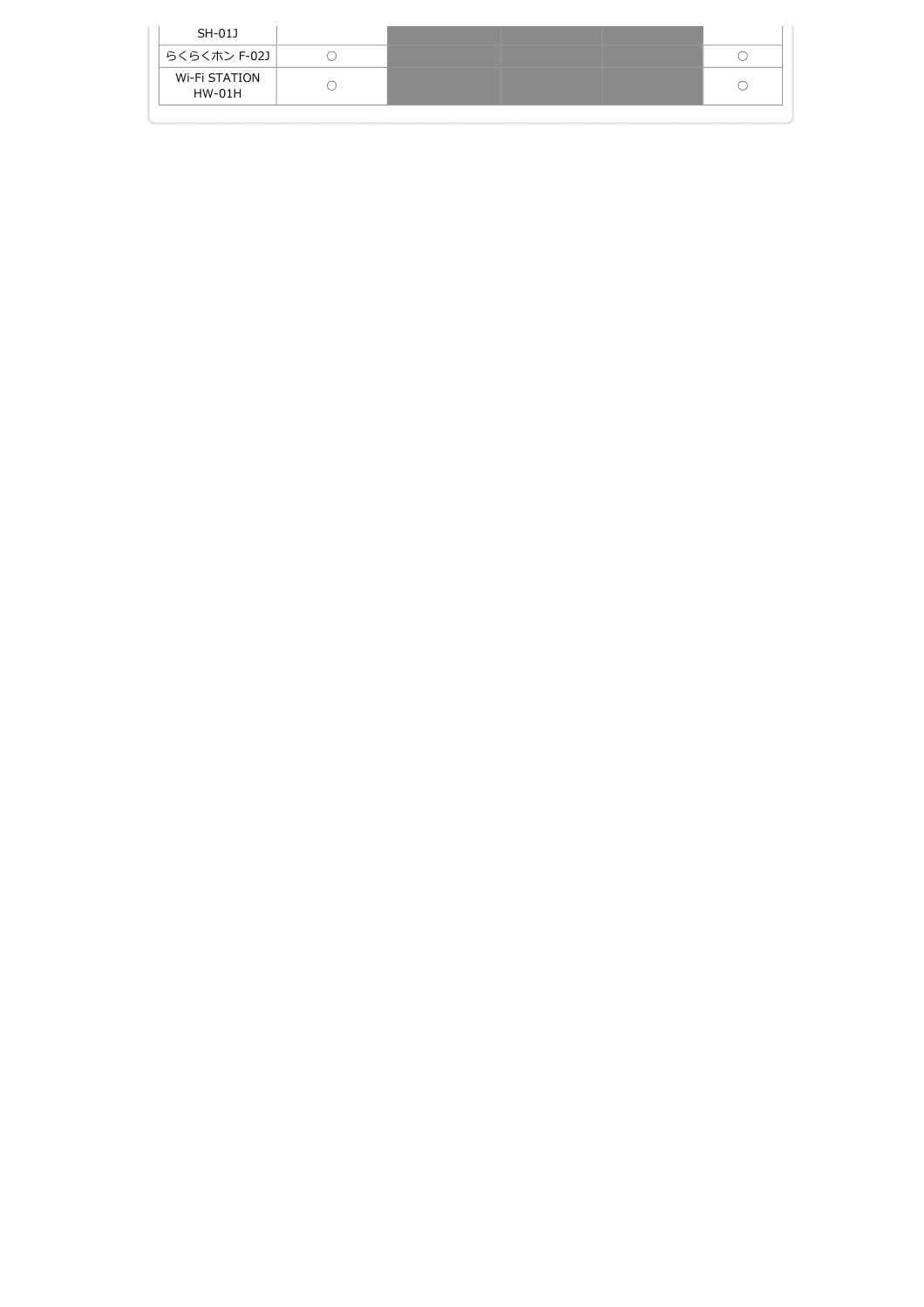| | | | | | |
|---|---|---|---|---|---|
| SH-01J | | | | | |
| らくらくホン F-02J | ○ | | | | ○ |
| Wi-Fi STATION HW-01H | ○ | | | | ○ |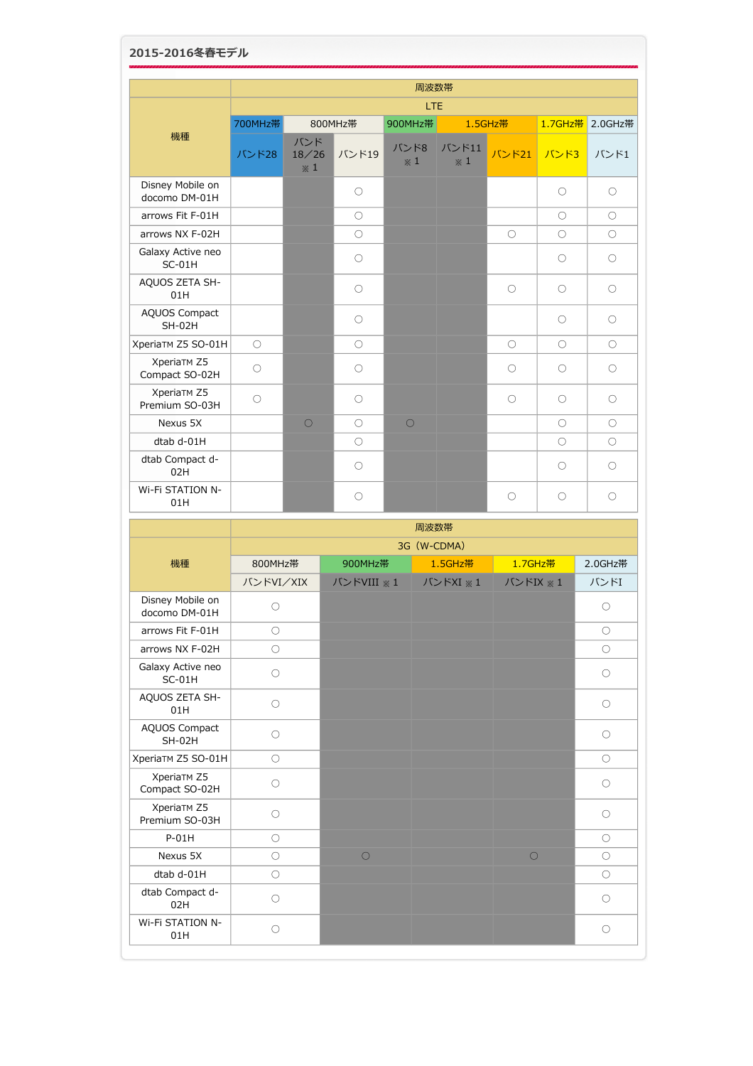## 2015-2016冬春モデル

| 機種 | 周波数帯 | | | | | | | |
|---|---|---|---|---|---|---|---|---|
| | LTE | | | | | | | |
| | 700MHz帯 | 800MHz帯 | | 900MHz帯 | 1.5GHz帯 | | 1.7GHz帯 | 2.0GHz帯 |
| | バンド28 | バンド18／26 ※1 | バンド19 | バンド8 ※1 | バンド11 ※1 | バンド21 | バンド3 | バンド1 |
| Disney Mobile on docomo DM-01H | | | ○ | | | | ○ | ○ |
| arrows Fit F-01H | | | ○ | | | | ○ | ○ |
| arrows NX F-02H | | | ○ | | | ○ | ○ | ○ |
| Galaxy Active neo SC-01H | | | ○ | | | | ○ | ○ |
| AQUOS ZETA SH-01H | | | ○ | | | ○ | ○ | ○ |
| AQUOS Compact SH-02H | | | ○ | | | | ○ | ○ |
| XperiaTM Z5 SO-01H | ○ | | ○ | | | ○ | ○ | ○ |
| XperiaTM Z5 Compact SO-02H | ○ | | ○ | | | ○ | ○ | ○ |
| XperiaTM Z5 Premium SO-03H | ○ | | ○ | | | ○ | ○ | ○ |
| Nexus 5X | | ○ | ○ | ○ | | | ○ | ○ |
| dtab d-01H | | | ○ | | | | ○ | ○ |
| dtab Compact d-02H | | | ○ | | | | ○ | ○ |
| Wi-Fi STATION N-01H | | | ○ | | | ○ | ○ | ○ |

| 機種 | 周波数帯 | | | | |
|---|---|---|---|---|---|
| | 3G（W-CDMA） | | | | |
| | 800MHz帯 | 900MHz帯 | 1.5GHz帯 | 1.7GHz帯 | 2.0GHz帯 |
| | バンドVI／XIX | バンドVIII ※1 | バンドXI ※1 | バンドIX ※1 | バンドI |
| Disney Mobile on docomo DM-01H | ○ | | | | ○ |
| arrows Fit F-01H | ○ | | | | ○ |
| arrows NX F-02H | ○ | | | | ○ |
| Galaxy Active neo SC-01H | ○ | | | | ○ |
| AQUOS ZETA SH-01H | ○ | | | | ○ |
| AQUOS Compact SH-02H | ○ | | | | ○ |
| XperiaTM Z5 SO-01H | ○ | | | | ○ |
| XperiaTM Z5 Compact SO-02H | ○ | | | | ○ |
| XperiaTM Z5 Premium SO-03H | ○ | | | | ○ |
| P-01H | ○ | | | | ○ |
| Nexus 5X | ○ | ○ | | ○ | ○ |
| dtab d-01H | ○ | | | | ○ |
| dtab Compact d-02H | ○ | | | | ○ |
| Wi-Fi STATION N-01H | ○ | | | | ○ |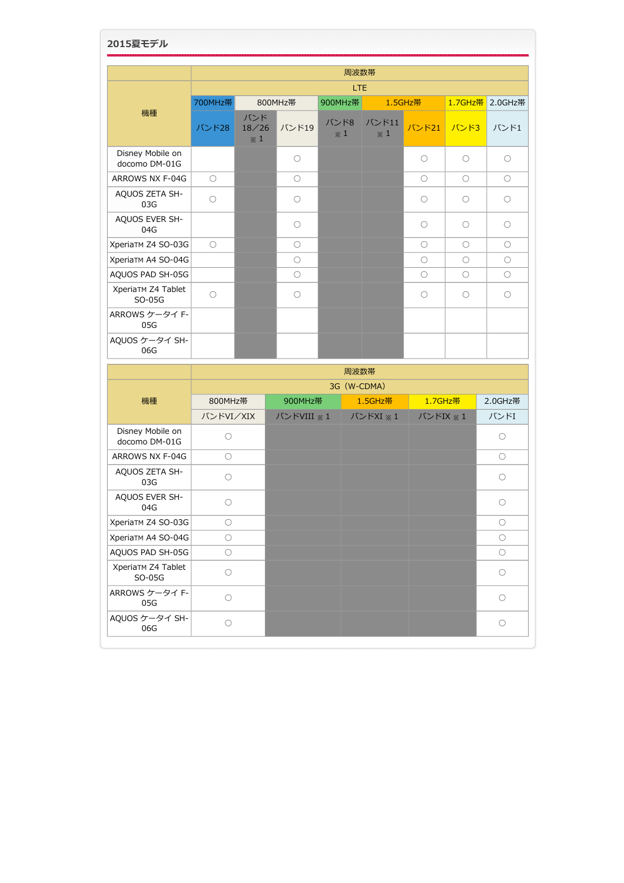## 2015夏モデル

| 機種 | 周波数帯 | | | | | | | |
|---|---|---|---|---|---|---|---|---|
| | LTE | | | | | | | |
| | 700MHz帯 | 800MHz帯 | | 900MHz帯 | 1.5GHz帯 | | 1.7GHz帯 | 2.0GHz帯 |
| | バンド28 | バンド18／26 ※1 | バンド19 | バンド8 ※1 | バンド11 ※1 | バンド21 | バンド3 | バンド1 |
| Disney Mobile on docomo DM-01G | | | ○ | | | ○ | ○ | ○ |
| ARROWS NX F-04G | ○ | | ○ | | | ○ | ○ | ○ |
| AQUOS ZETA SH-03G | ○ | | ○ | | | ○ | ○ | ○ |
| AQUOS EVER SH-04G | | | ○ | | | ○ | ○ | ○ |
| XperiaTM Z4 SO-03G | ○ | | ○ | | | ○ | ○ | ○ |
| XperiaTM A4 SO-04G | | | ○ | | | ○ | ○ | ○ |
| AQUOS PAD SH-05G | | | ○ | | | ○ | ○ | ○ |
| XperiaTM Z4 Tablet SO-05G | ○ | | ○ | | | ○ | ○ | ○ |
| ARROWS ケータイ F-05G | | | | | | | | |
| AQUOS ケータイ SH-06G | | | | | | | | |

| 機種 | 周波数帯 | | | | |
|---|---|---|---|---|---|
| | 3G（W-CDMA） | | | | |
| | 800MHz帯 | 900MHz帯 | 1.5GHz帯 | 1.7GHz帯 | 2.0GHz帯 |
| | バンドVI／XIX | バンドVIII ※1 | バンドXI ※1 | バンドIX ※1 | バンドI |
| Disney Mobile on docomo DM-01G | ○ | | | | ○ |
| ARROWS NX F-04G | ○ | | | | ○ |
| AQUOS ZETA SH-03G | ○ | | | | ○ |
| AQUOS EVER SH-04G | ○ | | | | ○ |
| XperiaTM Z4 SO-03G | ○ | | | | ○ |
| XperiaTM A4 SO-04G | ○ | | | | ○ |
| AQUOS PAD SH-05G | ○ | | | | ○ |
| XperiaTM Z4 Tablet SO-05G | ○ | | | | ○ |
| ARROWS ケータイ F-05G | ○ | | | | ○ |
| AQUOS ケータイ SH-06G | ○ | | | | ○ |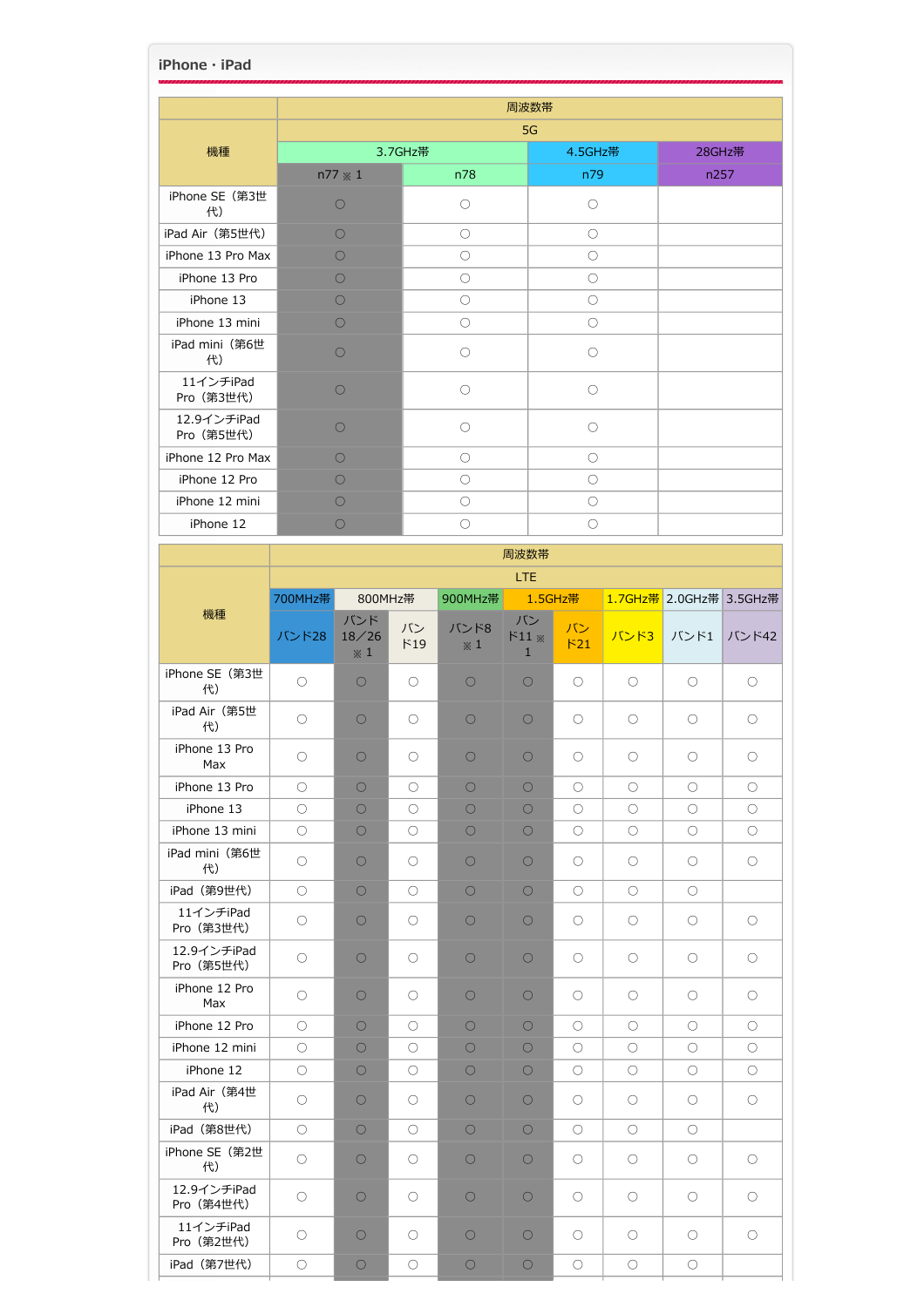## iPhone・iPad

| 機種 | 周波数帯 | | | |
|---|---|---|---|---|
| | 5G | | | |
| | 3.7GHz帯 | | 4.5GHz帯 | 28GHz帯 |
| | n77 ※1 | n78 | n79 | n257 |
| iPhone SE（第3世代） | ○ | ○ | ○ | |
| iPad Air（第5世代） | ○ | ○ | ○ | |
| iPhone 13 Pro Max | ○ | ○ | ○ | |
| iPhone 13 Pro | ○ | ○ | ○ | |
| iPhone 13 | ○ | ○ | ○ | |
| iPhone 13 mini | ○ | ○ | ○ | |
| iPad mini（第6世代） | ○ | ○ | ○ | |
| 11インチiPad Pro（第3世代） | ○ | ○ | ○ | |
| 12.9インチiPad Pro（第5世代） | ○ | ○ | ○ | |
| iPhone 12 Pro Max | ○ | ○ | ○ | |
| iPhone 12 Pro | ○ | ○ | ○ | |
| iPhone 12 mini | ○ | ○ | ○ | |
| iPhone 12 | ○ | ○ | ○ | |

| 機種 | 周波数帯 | | | | | | | | |
|---|---|---|---|---|---|---|---|---|---|
| | LTE | | | | | | | | |
| | 700MHz帯 | 800MHz帯 | | 900MHz帯 | 1.5GHz帯 | | 1.7GHz帯 | 2.0GHz帯 | 3.5GHz帯 |
| | バンド28 | バンド18／26 ※1 | バンド19 | バンド8 ※1 | バンド11 ※1 | バンド21 | バンド3 | バンド1 | バンド42 |
| iPhone SE（第3世代） | ○ | ○ | ○ | ○ | ○ | ○ | ○ | ○ | ○ |
| iPad Air（第5世代） | ○ | ○ | ○ | ○ | ○ | ○ | ○ | ○ | ○ |
| iPhone 13 Pro Max | ○ | ○ | ○ | ○ | ○ | ○ | ○ | ○ | ○ |
| iPhone 13 Pro | ○ | ○ | ○ | ○ | ○ | ○ | ○ | ○ | ○ |
| iPhone 13 | ○ | ○ | ○ | ○ | ○ | ○ | ○ | ○ | ○ |
| iPhone 13 mini | ○ | ○ | ○ | ○ | ○ | ○ | ○ | ○ | ○ |
| iPad mini（第6世代） | ○ | ○ | ○ | ○ | ○ | ○ | ○ | ○ | ○ |
| iPad（第9世代） | ○ | ○ | ○ | ○ | ○ | ○ | ○ | ○ | |
| 11インチiPad Pro（第3世代） | ○ | ○ | ○ | ○ | ○ | ○ | ○ | ○ | ○ |
| 12.9インチiPad Pro（第5世代） | ○ | ○ | ○ | ○ | ○ | ○ | ○ | ○ | ○ |
| iPhone 12 Pro Max | ○ | ○ | ○ | ○ | ○ | ○ | ○ | ○ | ○ |
| iPhone 12 Pro | ○ | ○ | ○ | ○ | ○ | ○ | ○ | ○ | ○ |
| iPhone 12 mini | ○ | ○ | ○ | ○ | ○ | ○ | ○ | ○ | ○ |
| iPhone 12 | ○ | ○ | ○ | ○ | ○ | ○ | ○ | ○ | ○ |
| iPad Air（第4世代） | ○ | ○ | ○ | ○ | ○ | ○ | ○ | ○ | ○ |
| iPad（第8世代） | ○ | ○ | ○ | ○ | ○ | ○ | ○ | ○ | |
| iPhone SE（第2世代） | ○ | ○ | ○ | ○ | ○ | ○ | ○ | ○ | ○ |
| 12.9インチiPad Pro（第4世代） | ○ | ○ | ○ | ○ | ○ | ○ | ○ | ○ | ○ |
| 11インチiPad Pro（第2世代） | ○ | ○ | ○ | ○ | ○ | ○ | ○ | ○ | ○ |
| iPad（第7世代） | ○ | ○ | ○ | ○ | ○ | ○ | ○ | ○ | |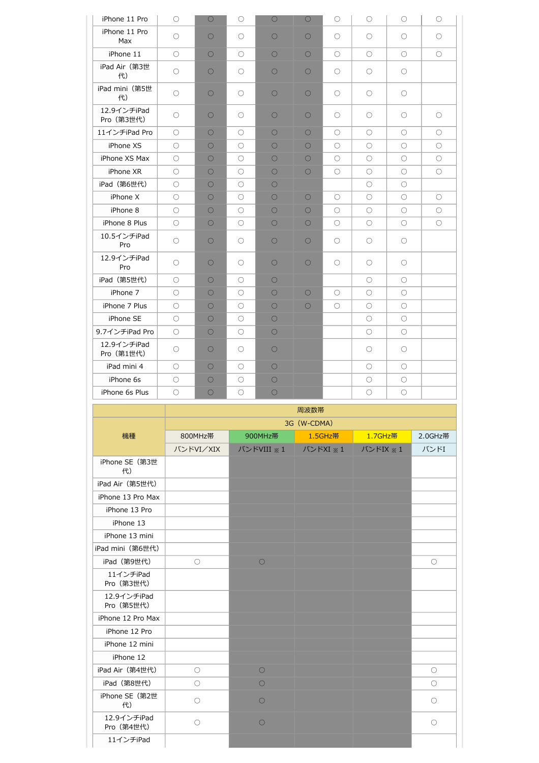| iPhone 11 Pro | ○ | ○ | ○ | ○ | ○ | ○ | ○ | ○ | ○ |
|---|---|---|---|---|---|---|---|---|---|
| iPhone 11 Pro Max | ○ | ○ | ○ | ○ | ○ | ○ | ○ | ○ | ○ |
| iPhone 11 | ○ | ○ | ○ | ○ | ○ | ○ | ○ | ○ | ○ |
| iPad Air（第3世代） | ○ | ○ | ○ | ○ | ○ | ○ | ○ | ○ | |
| iPad mini（第5世代） | ○ | ○ | ○ | ○ | ○ | ○ | ○ | ○ | |
| 12.9インチiPad Pro（第3世代） | ○ | ○ | ○ | ○ | ○ | ○ | ○ | ○ | ○ |
| 11インチiPad Pro | ○ | ○ | ○ | ○ | ○ | ○ | ○ | ○ | ○ |
| iPhone XS | ○ | ○ | ○ | ○ | ○ | ○ | ○ | ○ | ○ |
| iPhone XS Max | ○ | ○ | ○ | ○ | ○ | ○ | ○ | ○ | ○ |
| iPhone XR | ○ | ○ | ○ | ○ | ○ | ○ | ○ | ○ | ○ |
| iPad（第6世代） | ○ | ○ | ○ | ○ | | | ○ | ○ | |
| iPhone X | ○ | ○ | ○ | ○ | ○ | ○ | ○ | ○ | ○ |
| iPhone 8 | ○ | ○ | ○ | ○ | ○ | ○ | ○ | ○ | ○ |
| iPhone 8 Plus | ○ | ○ | ○ | ○ | ○ | ○ | ○ | ○ | ○ |
| 10.5インチiPad Pro | ○ | ○ | ○ | ○ | ○ | ○ | ○ | ○ | |
| 12.9インチiPad Pro | ○ | ○ | ○ | ○ | ○ | ○ | ○ | ○ | |
| iPad（第5世代） | ○ | ○ | ○ | ○ | | | ○ | ○ | |
| iPhone 7 | ○ | ○ | ○ | ○ | ○ | ○ | ○ | ○ | |
| iPhone 7 Plus | ○ | ○ | ○ | ○ | ○ | ○ | ○ | ○ | |
| iPhone SE | ○ | ○ | ○ | ○ | | | ○ | ○ | |
| 9.7インチiPad Pro | ○ | ○ | ○ | ○ | | | ○ | ○ | |
| 12.9インチiPad Pro（第1世代） | ○ | ○ | ○ | ○ | | | ○ | ○ | |
| iPad mini 4 | ○ | ○ | ○ | ○ | | | ○ | ○ | |
| iPhone 6s | ○ | ○ | ○ | ○ | | | ○ | ○ | |
| iPhone 6s Plus | ○ | ○ | ○ | ○ | | | ○ | ○ | |

| 機種 | 周波数帯 | | | | |
|---|---|---|---|---|---|
| | 3G（W-CDMA） | | | | |
| | 800MHz帯 | 900MHz帯 | 1.5GHz帯 | 1.7GHz帯 | 2.0GHz帯 |
| | バンドVI／XIX | バンドVIII ※1 | バンドXI ※1 | バンドIX ※1 | バンドI |
| iPhone SE（第3世代） | | | | | |
| iPad Air（第5世代） | | | | | |
| iPhone 13 Pro Max | | | | | |
| iPhone 13 Pro | | | | | |
| iPhone 13 | | | | | |
| iPhone 13 mini | | | | | |
| iPad mini（第6世代） | | | | | |
| iPad（第9世代） | ○ | ○ | | | ○ |
| 11インチiPad Pro（第3世代） | | | | | |
| 12.9インチiPad Pro（第5世代） | | | | | |
| iPhone 12 Pro Max | | | | | |
| iPhone 12 Pro | | | | | |
| iPhone 12 mini | | | | | |
| iPhone 12 | | | | | |
| iPad Air（第4世代） | ○ | ○ | | | ○ |
| iPad（第8世代） | ○ | ○ | | | ○ |
| iPhone SE（第2世代） | ○ | ○ | | | ○ |
| 12.9インチiPad Pro（第4世代） | ○ | ○ | | | ○ |
| 11インチiPad | | | | | |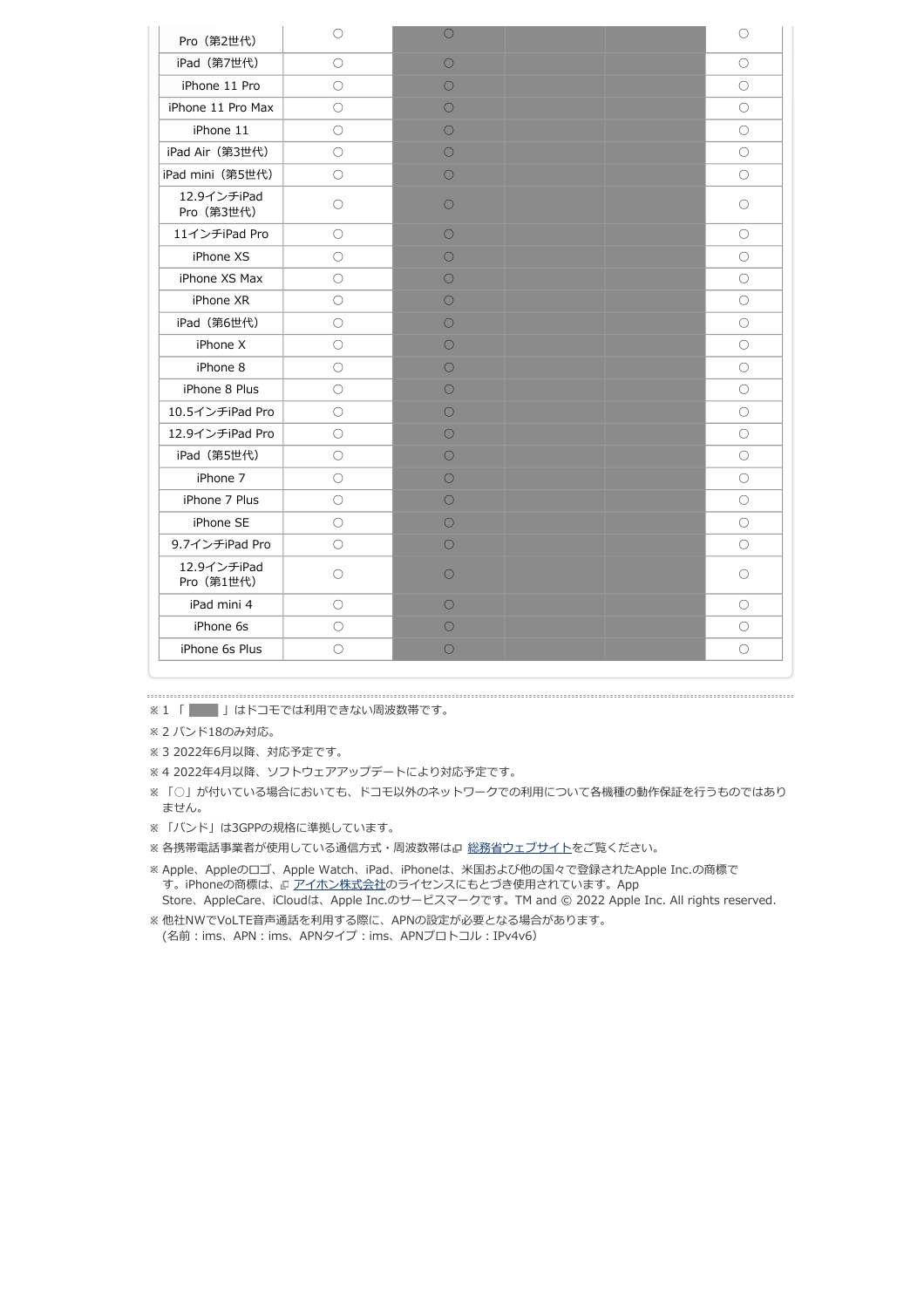| | | | | | |
|---|---|---|---|---|---|
| Pro（第2世代） | ○ | ○ | | | ○ |
| iPad（第7世代） | ○ | ○ | | | ○ |
| iPhone 11 Pro | ○ | ○ | | | ○ |
| iPhone 11 Pro Max | ○ | ○ | | | ○ |
| iPhone 11 | ○ | ○ | | | ○ |
| iPad Air（第3世代） | ○ | ○ | | | ○ |
| iPad mini（第5世代） | ○ | ○ | | | ○ |
| 12.9インチiPad Pro（第3世代） | ○ | ○ | | | ○ |
| 11インチiPad Pro | ○ | ○ | | | ○ |
| iPhone XS | ○ | ○ | | | ○ |
| iPhone XS Max | ○ | ○ | | | ○ |
| iPhone XR | ○ | ○ | | | ○ |
| iPad（第6世代） | ○ | ○ | | | ○ |
| iPhone X | ○ | ○ | | | ○ |
| iPhone 8 | ○ | ○ | | | ○ |
| iPhone 8 Plus | ○ | ○ | | | ○ |
| 10.5インチiPad Pro | ○ | ○ | | | ○ |
| 12.9インチiPad Pro | ○ | ○ | | | ○ |
| iPad（第5世代） | ○ | ○ | | | ○ |
| iPhone 7 | ○ | ○ | | | ○ |
| iPhone 7 Plus | ○ | ○ | | | ○ |
| iPhone SE | ○ | ○ | | | ○ |
| 9.7インチiPad Pro | ○ | ○ | | | ○ |
| 12.9インチiPad Pro（第1世代） | ○ | ○ | | | ○ |
| iPad mini 4 | ○ | ○ | | | ○ |
| iPhone 6s | ○ | ○ | | | ○ |
| iPhone 6s Plus | ○ | ○ | | | ○ |

※1 「　」はドコモでは利用できない周波数帯です。

※2 バンド18のみ対応。

※3 2022年6月以降、対応予定です。

※4 2022年4月以降、ソフトウェアアップデートにより対応予定です。

※「○」が付いている場合においても、ドコモ以外のネットワークでの利用について各機種の動作保証を行うものではありません。

※「バンド」は3GPPの規格に準拠しています。

※各携帯電話事業者が使用している通信方式・周波数帯は総務省ウェブサイトをご覧ください。

※Apple、Appleのロゴ、Apple Watch、iPad、iPhoneは、米国および他の国々で登録されたApple Inc.の商標です。iPhoneの商標は、アイホン株式会社のライセンスにもとづき使用されています。App Store、AppleCare、iCloudは、Apple Inc.のサービスマークです。TM and © 2022 Apple Inc. All rights reserved.

※他社NWでVoLTE音声通話を利用する際に、APNの設定が必要となる場合があります。
(名前：ims、APN：ims、APNタイプ：ims、APNプロトコル：IPv4v6)